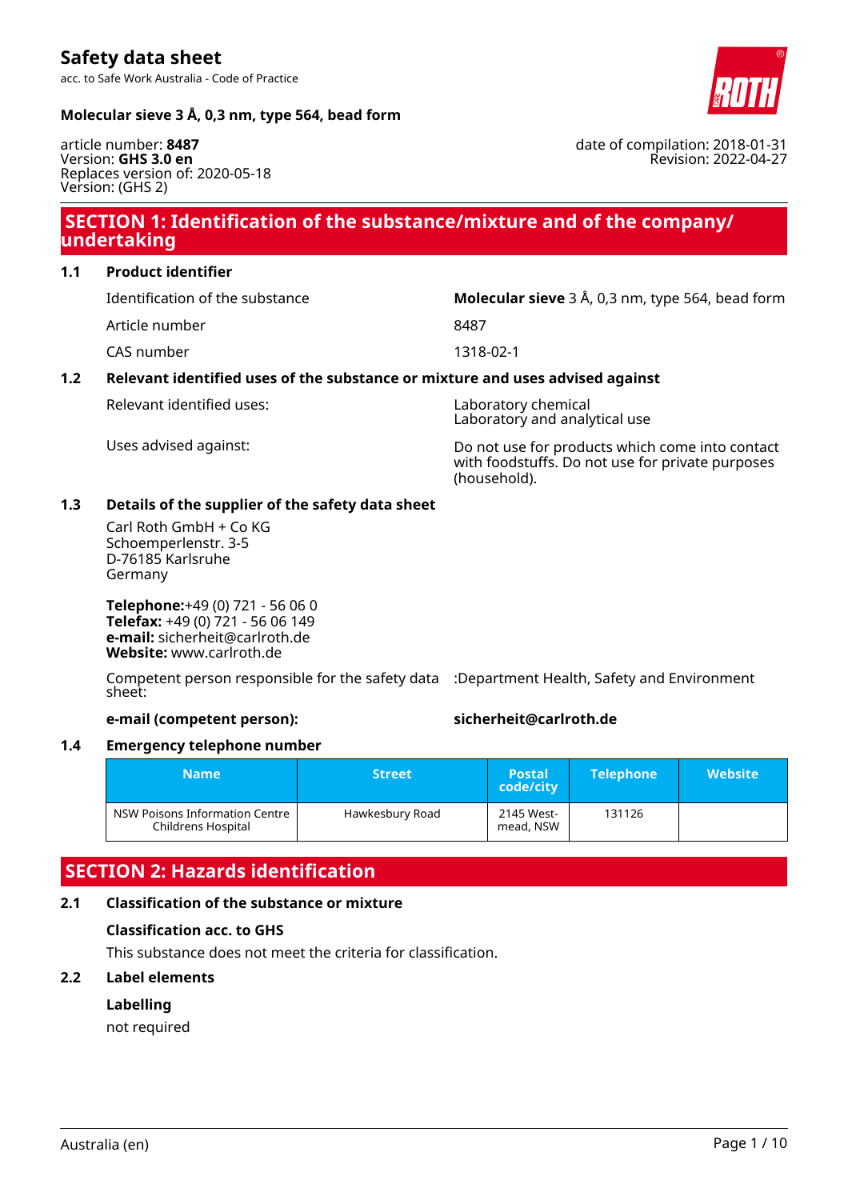# Safety data sheet

acc. to Safe Work Australia - Code of Practice

**Molecular sieve 3 Å, 0,3 nm, type 564, bead form**

article number: **8487**
Version: **GHS 3.0 en**
Replaces version of: 2020-05-18
Version: (GHS 2)

date of compilation: 2018-01-31
Revision: 2022-04-27

## SECTION 1: Identification of the substance/mixture and of the company/undertaking

### 1.1 Product identifier

| | |
|---|---|
| Identification of the substance | **Molecular sieve** 3 Å, 0,3 nm, type 564, bead form |
| Article number | 8487 |
| CAS number | 1318-02-1 |

### 1.2 Relevant identified uses of the substance or mixture and uses advised against

| | |
|---|---|
| Relevant identified uses: | Laboratory chemical<br>Laboratory and analytical use |
| Uses advised against: | Do not use for products which come into contact with foodstuffs. Do not use for private purposes (household). |

### 1.3 Details of the supplier of the safety data sheet

Carl Roth GmbH + Co KG
Schoemperlenstr. 3-5
D-76185 Karlsruhe
Germany

**Telephone:**+49 (0) 721 - 56 06 0
**Telefax:** +49 (0) 721 - 56 06 149
**e-mail:** sicherheit@carlroth.de
**Website:** www.carlroth.de

| | |
|---|---|
| Competent person responsible for the safety data sheet: | :Department Health, Safety and Environment |
| **e-mail (competent person):** | **sicherheit@carlroth.de** |

### 1.4 Emergency telephone number

| Name | Street | Postal code/city | Telephone | Website |
|---|---|---|---|---|
| NSW Poisons Information Centre Childrens Hospital | Hawkesbury Road | 2145 Westmead, NSW | 131126 | |

## SECTION 2: Hazards identification

### 2.1 Classification of the substance or mixture

**Classification acc. to GHS**

This substance does not meet the criteria for classification.

### 2.2 Label elements

**Labelling**

not required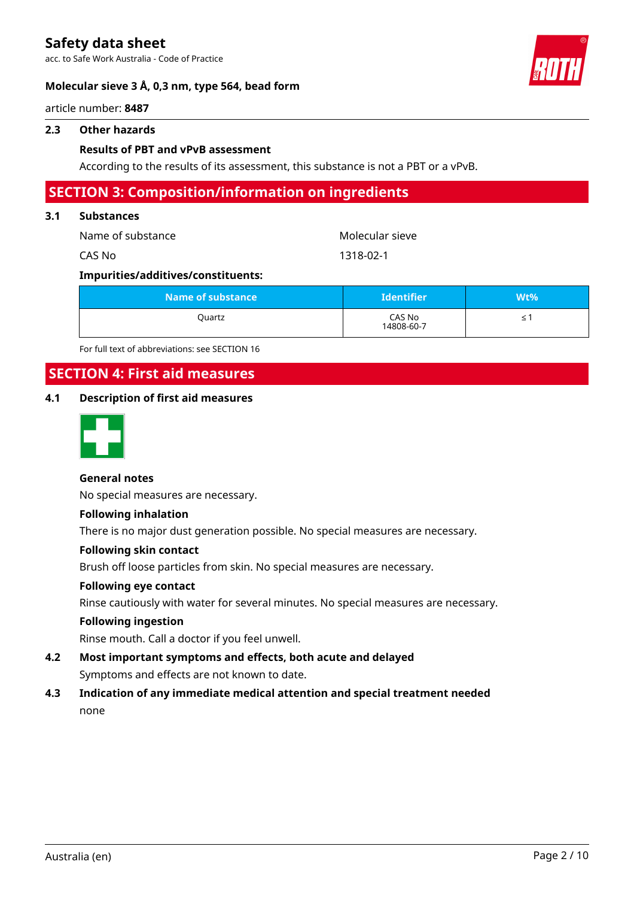### 2.3 Other hazards

**Results of PBT and vPvB assessment**

According to the results of its assessment, this substance is not a PBT or a vPvB.

## SECTION 3: Composition/information on ingredients

### 3.1 Substances

| | |
|---|---|
| Name of substance | Molecular sieve |
| CAS No | 1318-02-1 |

**Impurities/additives/constituents:**

| Name of substance | Identifier | Wt% |
|---|---|---|
| Quartz | CAS No 14808-60-7 | ≤ 1 |

For full text of abbreviations: see SECTION 16

## SECTION 4: First aid measures

### 4.1 Description of first aid measures

**General notes**

No special measures are necessary.

**Following inhalation**

There is no major dust generation possible. No special measures are necessary.

**Following skin contact**

Brush off loose particles from skin. No special measures are necessary.

**Following eye contact**

Rinse cautiously with water for several minutes. No special measures are necessary.

**Following ingestion**

Rinse mouth. Call a doctor if you feel unwell.

### 4.2 Most important symptoms and effects, both acute and delayed

Symptoms and effects are not known to date.

### 4.3 Indication of any immediate medical attention and special treatment needed

none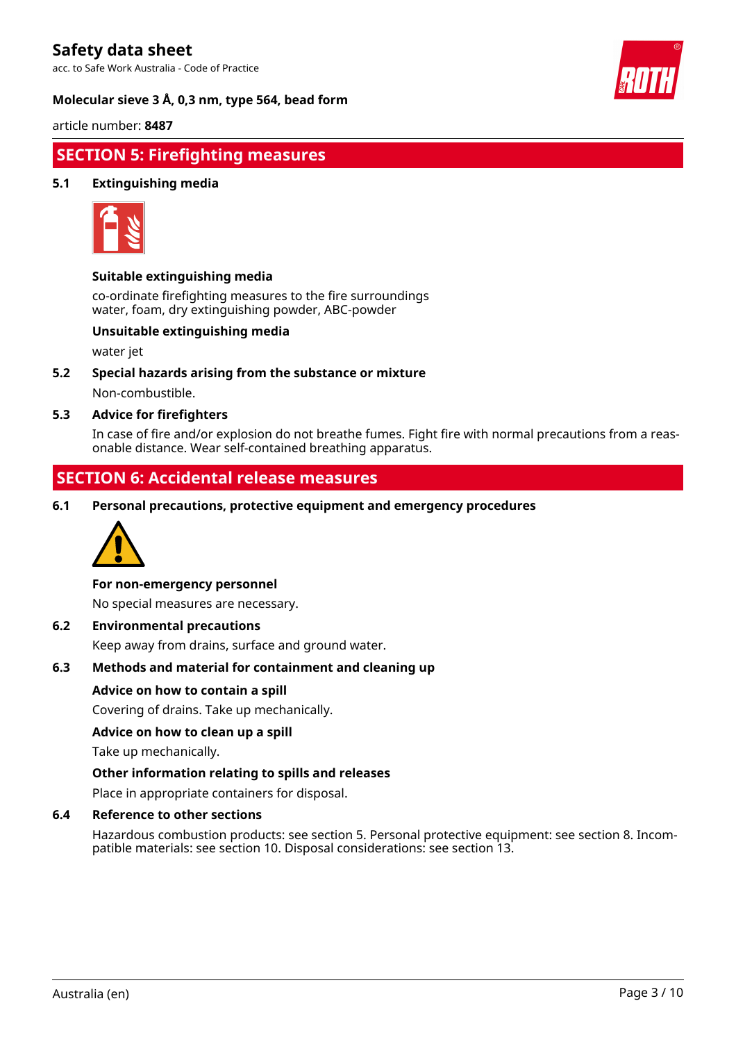## SECTION 5: Firefighting measures

### 5.1 Extinguishing media

**Suitable extinguishing media**

co-ordinate firefighting measures to the fire surroundings
water, foam, dry extinguishing powder, ABC-powder

**Unsuitable extinguishing media**

water jet

### 5.2 Special hazards arising from the substance or mixture

Non-combustible.

### 5.3 Advice for firefighters

In case of fire and/or explosion do not breathe fumes. Fight fire with normal precautions from a reasonable distance. Wear self-contained breathing apparatus.

## SECTION 6: Accidental release measures

### 6.1 Personal precautions, protective equipment and emergency procedures

**For non-emergency personnel**

No special measures are necessary.

### 6.2 Environmental precautions

Keep away from drains, surface and ground water.

### 6.3 Methods and material for containment and cleaning up

**Advice on how to contain a spill**

Covering of drains. Take up mechanically.

**Advice on how to clean up a spill**

Take up mechanically.

**Other information relating to spills and releases**

Place in appropriate containers for disposal.

### 6.4 Reference to other sections

Hazardous combustion products: see section 5. Personal protective equipment: see section 8. Incompatible materials: see section 10. Disposal considerations: see section 13.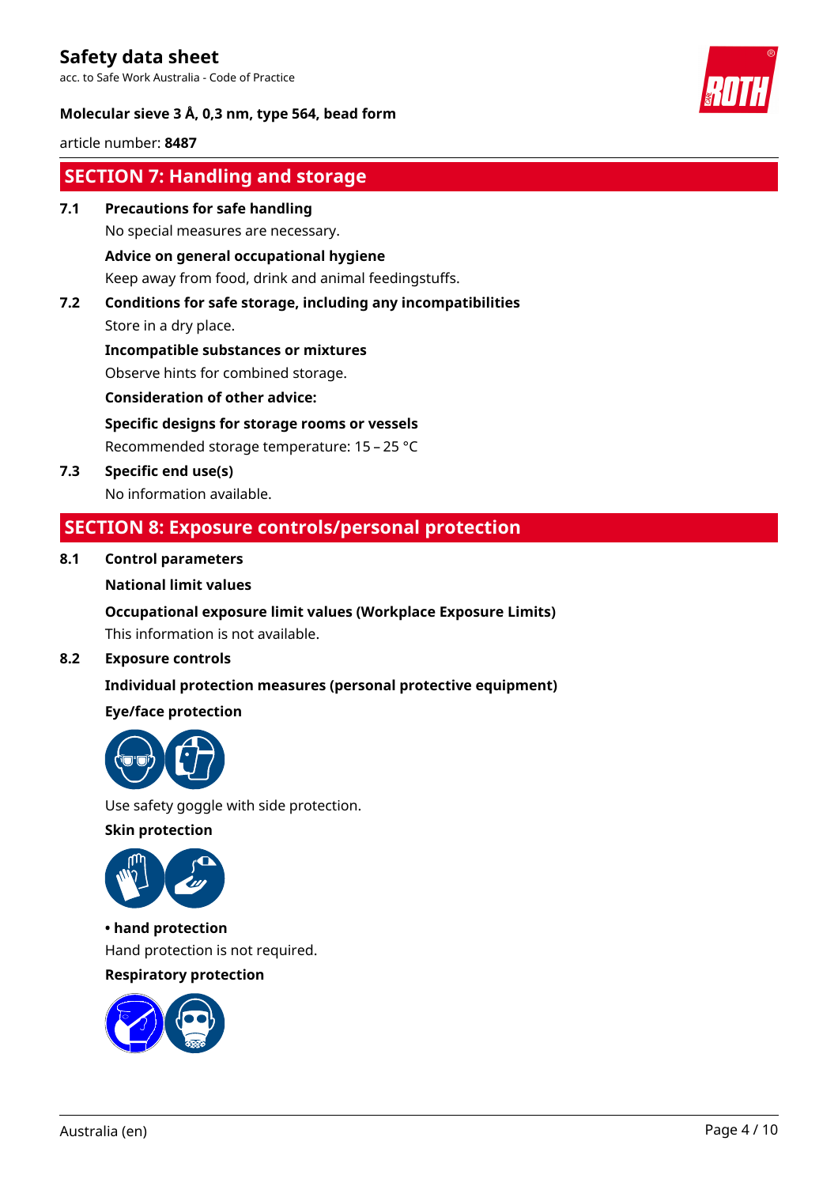## SECTION 7: Handling and storage

**7.1 Precautions for safe handling**

No special measures are necessary.

**Advice on general occupational hygiene**

Keep away from food, drink and animal feedingstuffs.

**7.2 Conditions for safe storage, including any incompatibilities**

Store in a dry place.

**Incompatible substances or mixtures**

Observe hints for combined storage.

**Consideration of other advice:**

**Specific designs for storage rooms or vessels**

Recommended storage temperature: 15 – 25 °C

**7.3 Specific end use(s)**

No information available.

## SECTION 8: Exposure controls/personal protection

**8.1 Control parameters**

**National limit values**

**Occupational exposure limit values (Workplace Exposure Limits)**

This information is not available.

**8.2 Exposure controls**

**Individual protection measures (personal protective equipment)**

**Eye/face protection**

Use safety goggle with side protection.

**Skin protection**

**• hand protection**

Hand protection is not required.

**Respiratory protection**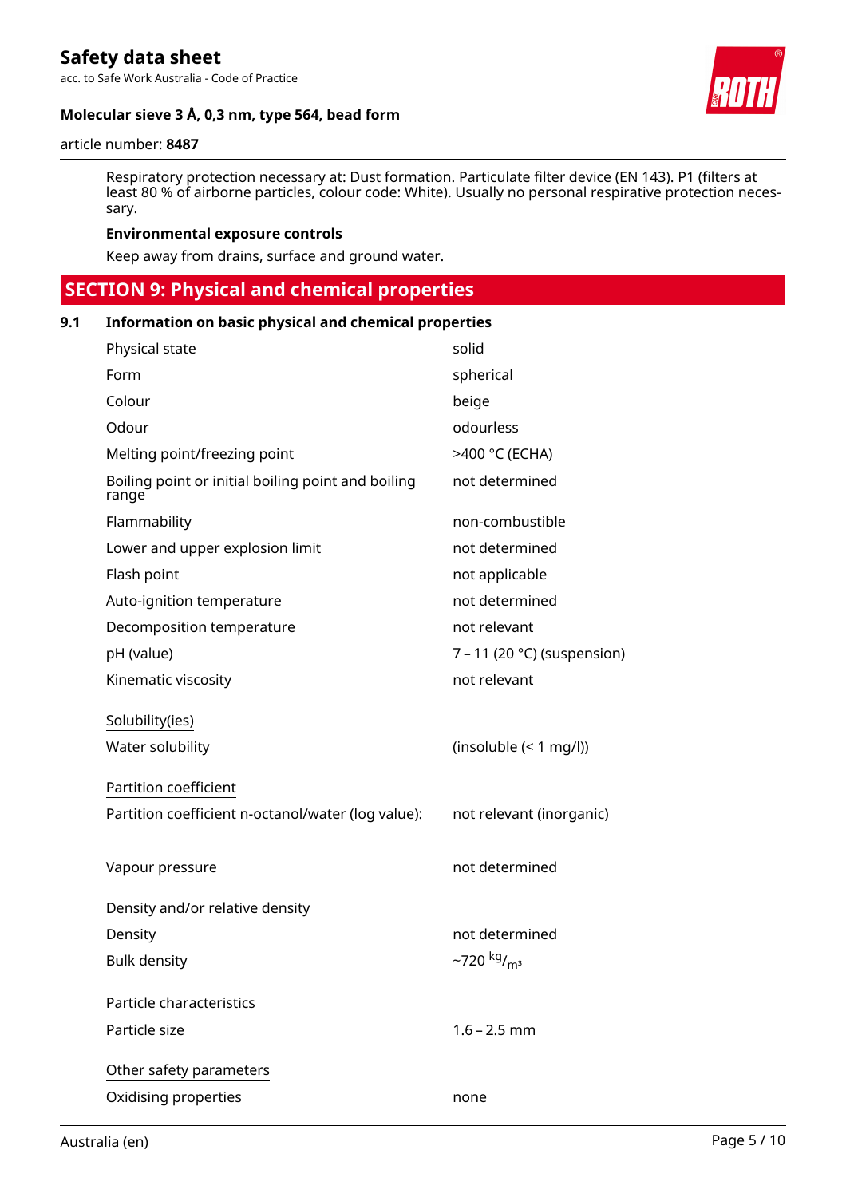Respiratory protection necessary at: Dust formation. Particulate filter device (EN 143). P1 (filters at least 80 % of airborne particles, colour code: White). Usually no personal respirative protection necessary.

**Environmental exposure controls**

Keep away from drains, surface and ground water.

## SECTION 9: Physical and chemical properties

### 9.1 Information on basic physical and chemical properties

| Property | Value |
|---|---|
| Physical state | solid |
| Form | spherical |
| Colour | beige |
| Odour | odourless |
| Melting point/freezing point | >400 °C (ECHA) |
| Boiling point or initial boiling point and boiling range | not determined |
| Flammability | non-combustible |
| Lower and upper explosion limit | not determined |
| Flash point | not applicable |
| Auto-ignition temperature | not determined |
| Decomposition temperature | not relevant |
| pH (value) | 7 – 11 (20 °C) (suspension) |
| Kinematic viscosity | not relevant |

<u>Solubility(ies)</u>

| Property | Value |
|---|---|
| Water solubility | (insoluble (< 1 mg/l)) |

<u>Partition coefficient</u>

| Property | Value |
|---|---|
| Partition coefficient n-octanol/water (log value): | not relevant (inorganic) |
| Vapour pressure | not determined |

<u>Density and/or relative density</u>

| Property | Value |
|---|---|
| Density | not determined |
| Bulk density | ~720 $^{kg}/_{m^3}$ |

<u>Particle characteristics</u>

| Property | Value |
|---|---|
| Particle size | 1.6 – 2.5 mm |

<u>Other safety parameters</u>

| Property | Value |
|---|---|
| Oxidising properties | none |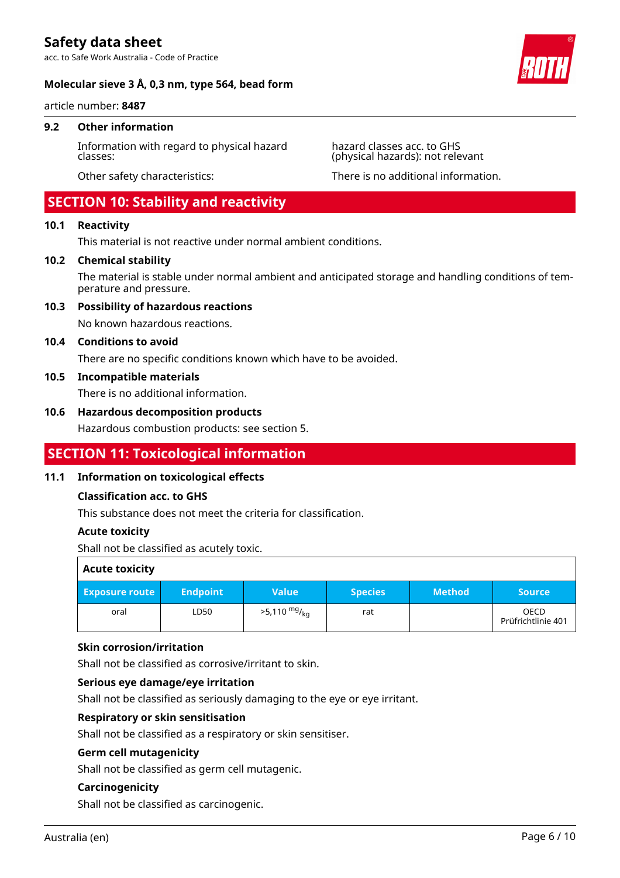### 9.2 Other information

Information with regard to physical hazard classes: hazard classes acc. to GHS (physical hazards): not relevant

Other safety characteristics: There is no additional information.

## SECTION 10: Stability and reactivity

### 10.1 Reactivity

This material is not reactive under normal ambient conditions.

### 10.2 Chemical stability

The material is stable under normal ambient and anticipated storage and handling conditions of temperature and pressure.

### 10.3 Possibility of hazardous reactions

No known hazardous reactions.

### 10.4 Conditions to avoid

There are no specific conditions known which have to be avoided.

### 10.5 Incompatible materials

There is no additional information.

### 10.6 Hazardous decomposition products

Hazardous combustion products: see section 5.

## SECTION 11: Toxicological information

### 11.1 Information on toxicological effects

**Classification acc. to GHS**

This substance does not meet the criteria for classification.

**Acute toxicity**

Shall not be classified as acutely toxic.

**Acute toxicity**

| Exposure route | Endpoint | Value | Species | Method | Source |
|---|---|---|---|---|---|
| oral | LD50 | >5,110 $^{mg}/_{kg}$ | rat | | OECD Prüfrichtlinie 401 |

**Skin corrosion/irritation**

Shall not be classified as corrosive/irritant to skin.

**Serious eye damage/eye irritation**

Shall not be classified as seriously damaging to the eye or eye irritant.

**Respiratory or skin sensitisation**

Shall not be classified as a respiratory or skin sensitiser.

**Germ cell mutagenicity**

Shall not be classified as germ cell mutagenic.

**Carcinogenicity**

Shall not be classified as carcinogenic.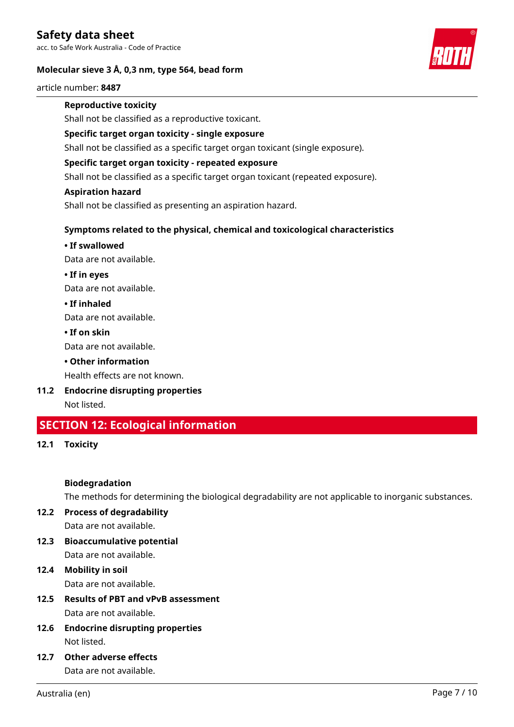**Reproductive toxicity**

Shall not be classified as a reproductive toxicant.

**Specific target organ toxicity - single exposure**

Shall not be classified as a specific target organ toxicant (single exposure).

**Specific target organ toxicity - repeated exposure**

Shall not be classified as a specific target organ toxicant (repeated exposure).

**Aspiration hazard**

Shall not be classified as presenting an aspiration hazard.

**Symptoms related to the physical, chemical and toxicological characteristics**

**• If swallowed**

Data are not available.

**• If in eyes**

Data are not available.

**• If inhaled**

Data are not available.

**• If on skin**

Data are not available.

**• Other information**

Health effects are not known.

### 11.2 Endocrine disrupting properties

Not listed.

## SECTION 12: Ecological information

### 12.1 Toxicity

**Biodegradation**

The methods for determining the biological degradability are not applicable to inorganic substances.

### 12.2 Process of degradability

Data are not available.

### 12.3 Bioaccumulative potential

Data are not available.

### 12.4 Mobility in soil

Data are not available.

### 12.5 Results of PBT and vPvB assessment

Data are not available.

### 12.6 Endocrine disrupting properties

Not listed.

### 12.7 Other adverse effects

Data are not available.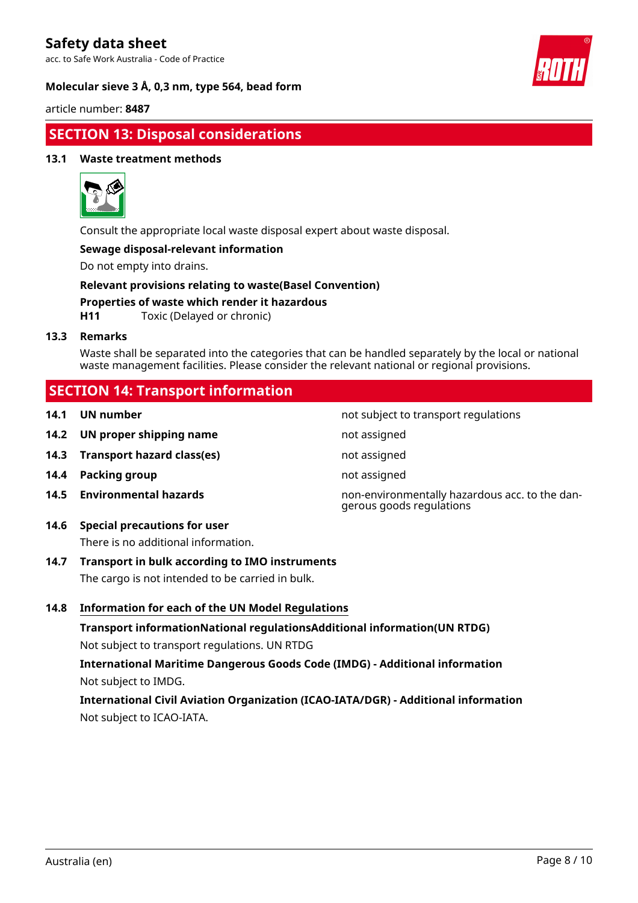## SECTION 13: Disposal considerations

### 13.1 Waste treatment methods

Consult the appropriate local waste disposal expert about waste disposal.

**Sewage disposal-relevant information**

Do not empty into drains.

**Relevant provisions relating to waste(Basel Convention)**

**Properties of waste which render it hazardous**

**H11** Toxic (Delayed or chronic)

### 13.3 Remarks

Waste shall be separated into the categories that can be handled separately by the local or national waste management facilities. Please consider the relevant national or regional provisions.

## SECTION 14: Transport information

| | | |
|---|---|---|
| **14.1** | **UN number** | not subject to transport regulations |
| **14.2** | **UN proper shipping name** | not assigned |
| **14.3** | **Transport hazard class(es)** | not assigned |
| **14.4** | **Packing group** | not assigned |
| **14.5** | **Environmental hazards** | non-environmentally hazardous acc. to the dangerous goods regulations |

### 14.6 Special precautions for user

There is no additional information.

### 14.7 Transport in bulk according to IMO instruments

The cargo is not intended to be carried in bulk.

### 14.8 Information for each of the UN Model Regulations

**Transport informationNational regulationsAdditional information(UN RTDG)**

Not subject to transport regulations. UN RTDG

**International Maritime Dangerous Goods Code (IMDG) - Additional information**

Not subject to IMDG.

**International Civil Aviation Organization (ICAO-IATA/DGR) - Additional information**

Not subject to ICAO-IATA.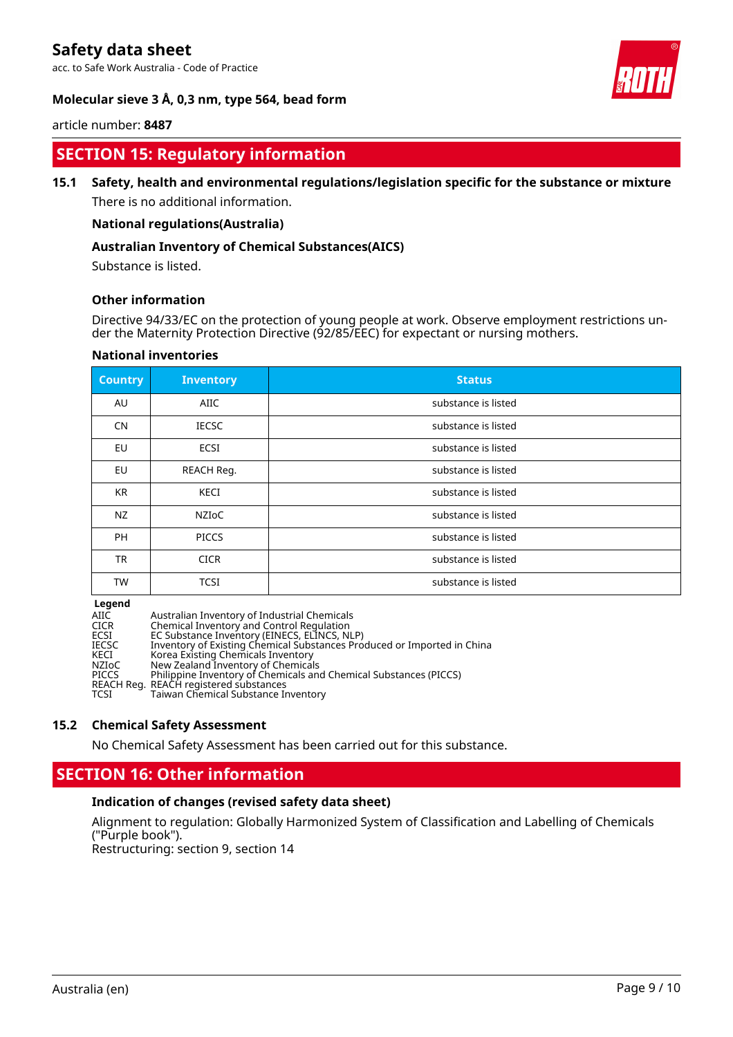## SECTION 15: Regulatory information

### 15.1 Safety, health and environmental regulations/legislation specific for the substance or mixture

There is no additional information.

**National regulations(Australia)**

**Australian Inventory of Chemical Substances(AICS)**

Substance is listed.

**Other information**

Directive 94/33/EC on the protection of young people at work. Observe employment restrictions under the Maternity Protection Directive (92/85/EEC) for expectant or nursing mothers.

**National inventories**

| Country | Inventory | Status |
|---|---|---|
| AU | AIIC | substance is listed |
| CN | IECSC | substance is listed |
| EU | ECSI | substance is listed |
| EU | REACH Reg. | substance is listed |
| KR | KECI | substance is listed |
| NZ | NZIoC | substance is listed |
| PH | PICCS | substance is listed |
| TR | CICR | substance is listed |
| TW | TCSI | substance is listed |

**Legend**

AIIC Australian Inventory of Industrial Chemicals
CICR Chemical Inventory and Control Regulation
ECSI EC Substance Inventory (EINECS, ELINCS, NLP)
IECSC Inventory of Existing Chemical Substances Produced or Imported in China
KECI Korea Existing Chemicals Inventory
NZIoC New Zealand Inventory of Chemicals
PICCS Philippine Inventory of Chemicals and Chemical Substances (PICCS)
REACH Reg. REACH registered substances
TCSI Taiwan Chemical Substance Inventory

### 15.2 Chemical Safety Assessment

No Chemical Safety Assessment has been carried out for this substance.

## SECTION 16: Other information

**Indication of changes (revised safety data sheet)**

Alignment to regulation: Globally Harmonized System of Classification and Labelling of Chemicals ("Purple book").
Restructuring: section 9, section 14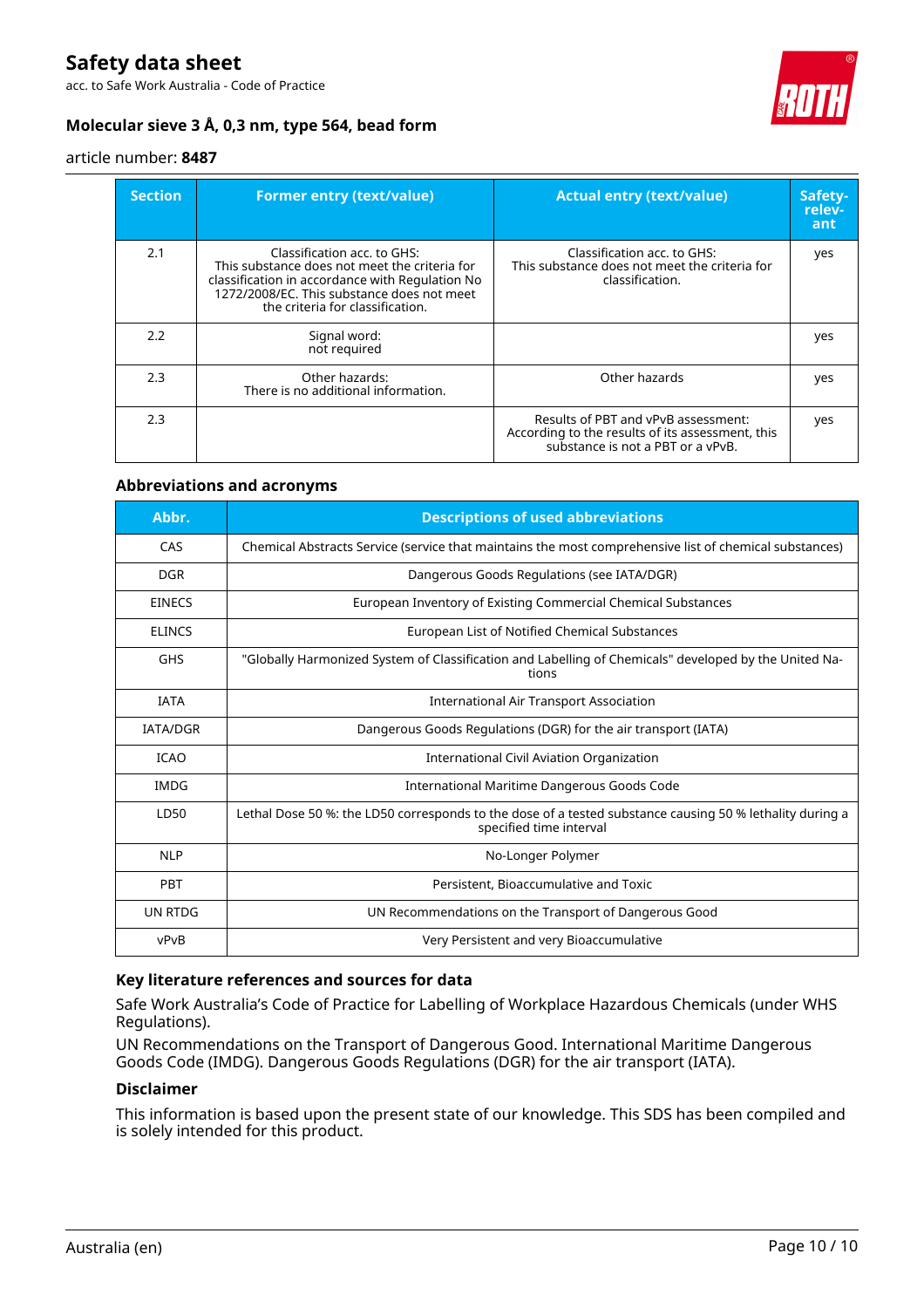| Section | Former entry (text/value) | Actual entry (text/value) | Safety-relevant |
|---|---|---|---|
| 2.1 | Classification acc. to GHS: This substance does not meet the criteria for classification in accordance with Regulation No 1272/2008/EC. This substance does not meet the criteria for classification. | Classification acc. to GHS: This substance does not meet the criteria for classification. | yes |
| 2.2 | Signal word: not required | | yes |
| 2.3 | Other hazards: There is no additional information. | Other hazards | yes |
| 2.3 | | Results of PBT and vPvB assessment: According to the results of its assessment, this substance is not a PBT or a vPvB. | yes |

### Abbreviations and acronyms

| Abbr. | Descriptions of used abbreviations |
|---|---|
| CAS | Chemical Abstracts Service (service that maintains the most comprehensive list of chemical substances) |
| DGR | Dangerous Goods Regulations (see IATA/DGR) |
| EINECS | European Inventory of Existing Commercial Chemical Substances |
| ELINCS | European List of Notified Chemical Substances |
| GHS | "Globally Harmonized System of Classification and Labelling of Chemicals" developed by the United Nations |
| IATA | International Air Transport Association |
| IATA/DGR | Dangerous Goods Regulations (DGR) for the air transport (IATA) |
| ICAO | International Civil Aviation Organization |
| IMDG | International Maritime Dangerous Goods Code |
| LD50 | Lethal Dose 50 %: the LD50 corresponds to the dose of a tested substance causing 50 % lethality during a specified time interval |
| NLP | No-Longer Polymer |
| PBT | Persistent, Bioaccumulative and Toxic |
| UN RTDG | UN Recommendations on the Transport of Dangerous Good |
| vPvB | Very Persistent and very Bioaccumulative |

### Key literature references and sources for data

Safe Work Australia's Code of Practice for Labelling of Workplace Hazardous Chemicals (under WHS Regulations).

UN Recommendations on the Transport of Dangerous Good. International Maritime Dangerous Goods Code (IMDG). Dangerous Goods Regulations (DGR) for the air transport (IATA).

### Disclaimer

This information is based upon the present state of our knowledge. This SDS has been compiled and is solely intended for this product.